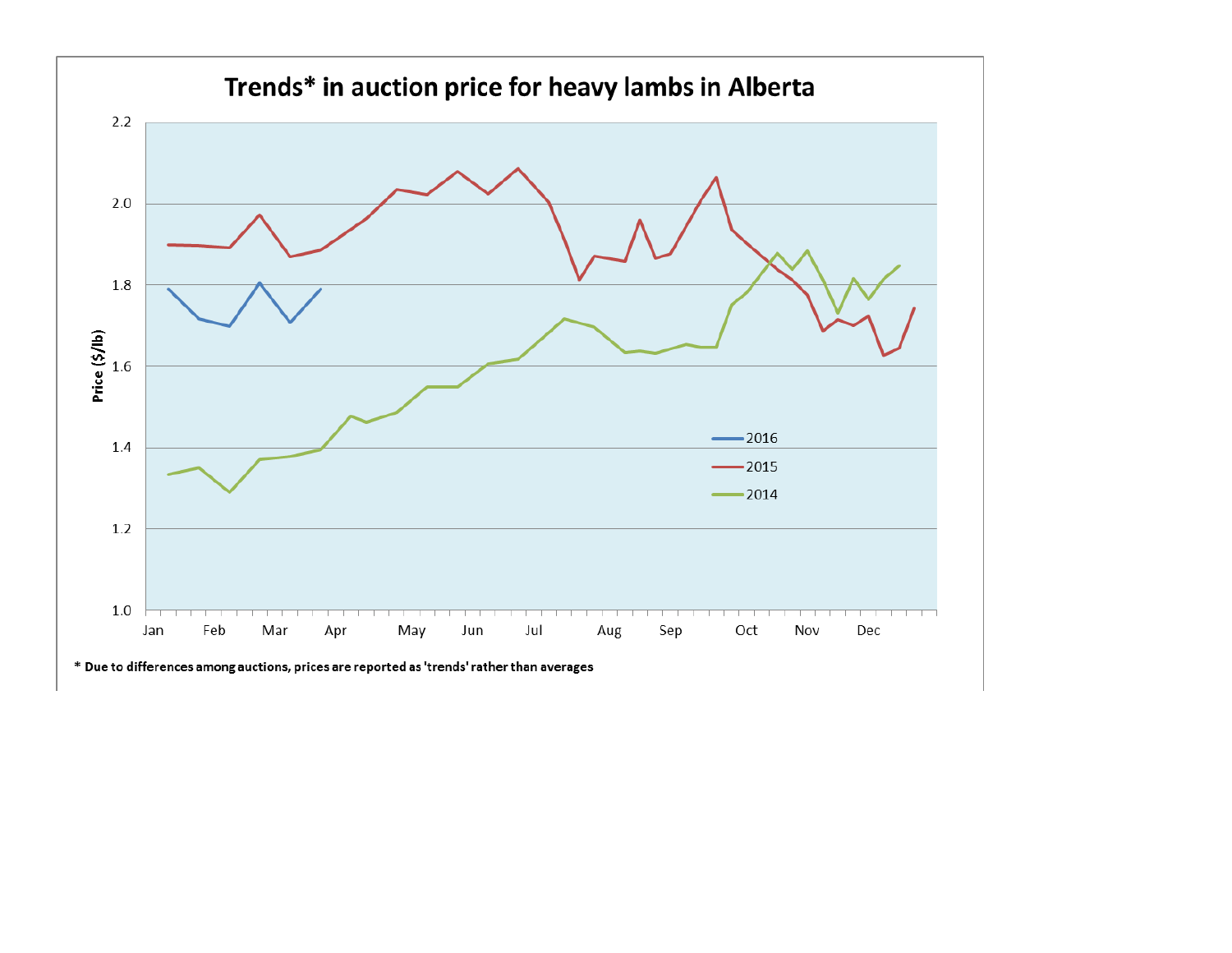# Trends* in auction price for heavy lambs in Alberta

Price ($/lb)

2.2
2.0
1.8
1.6
1.4
1.2
1.0

Jan Feb Mar Apr May Jun Jul Aug Sep Oct Nov Dec

2016
2015
2014

* Due to differences among auctions, prices are reported as 'trends' rather than averages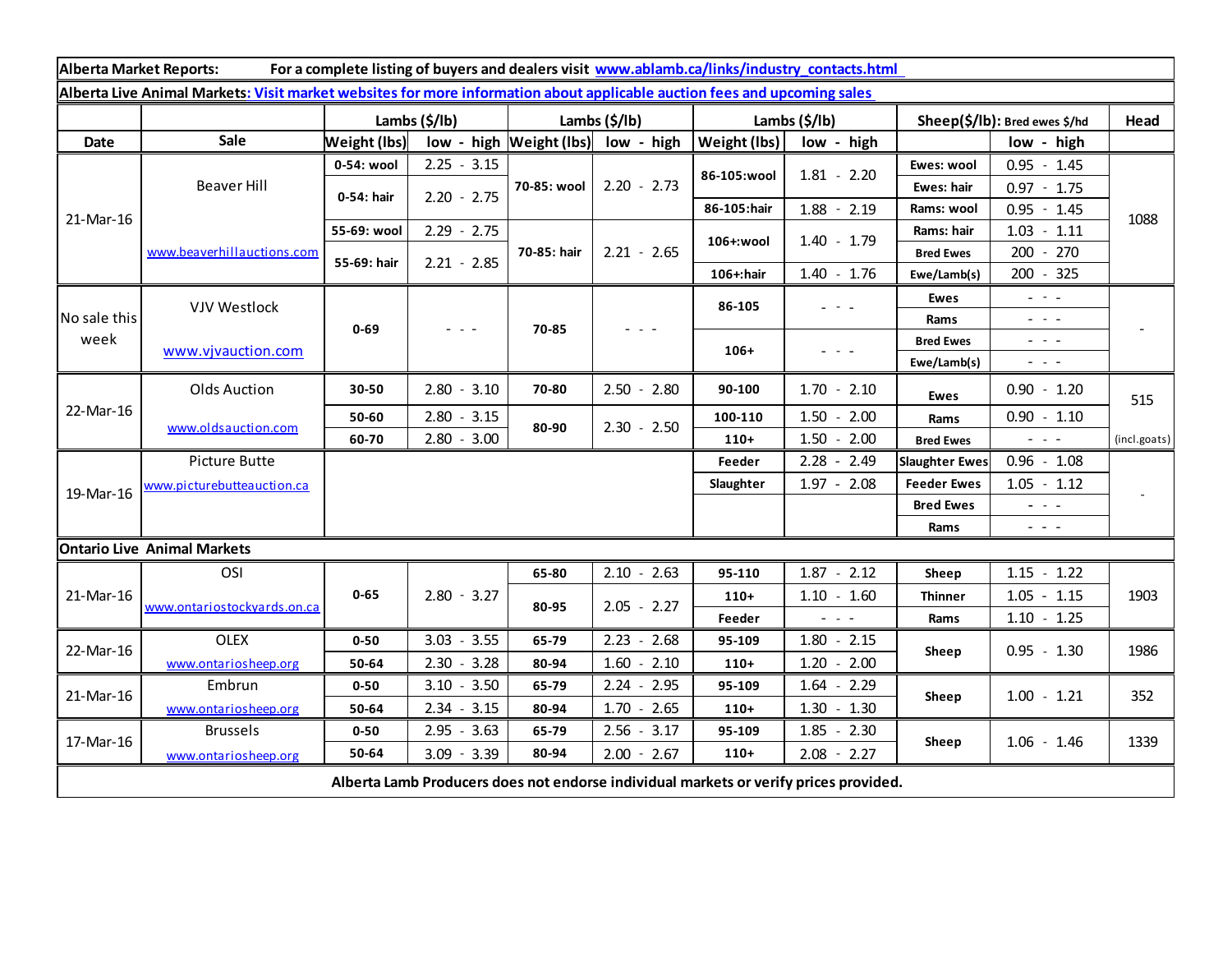| Alberta Market Reports: | For a complete listing of buyers and dealers visit www.ablamb.ca/links/industry_contacts.html | | | | | | | | |
|---|---|---|---|---|---|---|---|---|---|
| **Alberta Live Animal Markets:** Visit market websites for more information about applicable auction fees and upcoming sales | | | | | | | | | |
| | | Lambs ($/lb) | | Lambs ($/lb) | | Lambs ($/lb) | | Sheep($/lb): Bred ewes $/hd | Head |
| Date | Sale | Weight (lbs) | low - high | Weight (lbs) | low - high | Weight (lbs) | low - high | | low - high | |
| 21-Mar-16 | Beaver Hill www.beaverhillauctions.com | 0-54: wool | 2.25 - 3.15 | 70-85: wool | 2.20 - 2.73 | 86-105:wool | 1.81 - 2.20 | Ewes: wool | 0.95 - 1.45 | 1088 |
| | | 0-54: hair | 2.20 - 2.75 | | | | | Ewes: hair | 0.97 - 1.75 | |
| | | | | | | 86-105:hair | 1.88 - 2.19 | Rams: wool | 0.95 - 1.45 | |
| | | 55-69: wool | 2.29 - 2.75 | 70-85: hair | 2.21 - 2.65 | 106+:wool | 1.40 - 1.79 | Rams: hair | 1.03 - 1.11 | |
| | | 55-69: hair | 2.21 - 2.85 | | | | | Bred Ewes | 200 - 270 | |
| | | | | | | 106+:hair | 1.40 - 1.76 | Ewe/Lamb(s) | 200 - 325 | |
| No sale this week | VJV Westlock www.vjvauction.com | 0-69 | - - - | 70-85 | - - - | 86-105 | - - - | Ewes | - - - | - |
| | | | | | | | | Rams | - - - | |
| | | | | | | 106+ | - - - | Bred Ewes | - - - | |
| | | | | | | | | Ewe/Lamb(s) | - - - | |
| 22-Mar-16 | Olds Auction www.oldsauction.com | 30-50 | 2.80 - 3.10 | 70-80 | 2.50 - 2.80 | 90-100 | 1.70 - 2.10 | Ewes | 0.90 - 1.20 | 515 (incl.goats) |
| | | 50-60 | 2.80 - 3.15 | 80-90 | 2.30 - 2.50 | 100-110 | 1.50 - 2.00 | Rams | 0.90 - 1.10 | |
| | | 60-70 | 2.80 - 3.00 | | | 110+ | 1.50 - 2.00 | Bred Ewes | - - - | |
| 19-Mar-16 | Picture Butte www.picturebutteauction.ca | | | | | Feeder | 2.28 - 2.49 | Slaughter Ewes | 0.96 - 1.08 | - |
| | | | | | | Slaughter | 1.97 - 2.08 | Feeder Ewes | 1.05 - 1.12 | |
| | | | | | | | | Bred Ewes | - - - | |
| | | | | | | | | Rams | - - - | |
| **Ontario Live Animal Markets** | | | | | | | | | | |
| 21-Mar-16 | OSI www.ontariostockyards.on.ca | 0-65 | 2.80 - 3.27 | 65-80 | 2.10 - 2.63 | 95-110 | 1.87 - 2.12 | Sheep | 1.15 - 1.22 | 1903 |
| | | | | 80-95 | 2.05 - 2.27 | 110+ | 1.10 - 1.60 | Thinner | 1.05 - 1.15 | |
| | | | | | | Feeder | - - - | Rams | 1.10 - 1.25 | |
| 22-Mar-16 | OLEX www.ontariosheep.org | 0-50 | 3.03 - 3.55 | 65-79 | 2.23 - 2.68 | 95-109 | 1.80 - 2.15 | Sheep | 0.95 - 1.30 | 1986 |
| | | 50-64 | 2.30 - 3.28 | 80-94 | 1.60 - 2.10 | 110+ | 1.20 - 2.00 | | | |
| 21-Mar-16 | Embrun www.ontariosheep.org | 0-50 | 3.10 - 3.50 | 65-79 | 2.24 - 2.95 | 95-109 | 1.64 - 2.29 | Sheep | 1.00 - 1.21 | 352 |
| | | 50-64 | 2.34 - 3.15 | 80-94 | 1.70 - 2.65 | 110+ | 1.30 - 1.30 | | | |
| 17-Mar-16 | Brussels www.ontariosheep.org | 0-50 | 2.95 - 3.63 | 65-79 | 2.56 - 3.17 | 95-109 | 1.85 - 2.30 | Sheep | 1.06 - 1.46 | 1339 |
| | | 50-64 | 3.09 - 3.39 | 80-94 | 2.00 - 2.67 | 110+ | 2.08 - 2.27 | | | |

**Alberta Lamb Producers does not endorse individual markets or verify prices provided.**